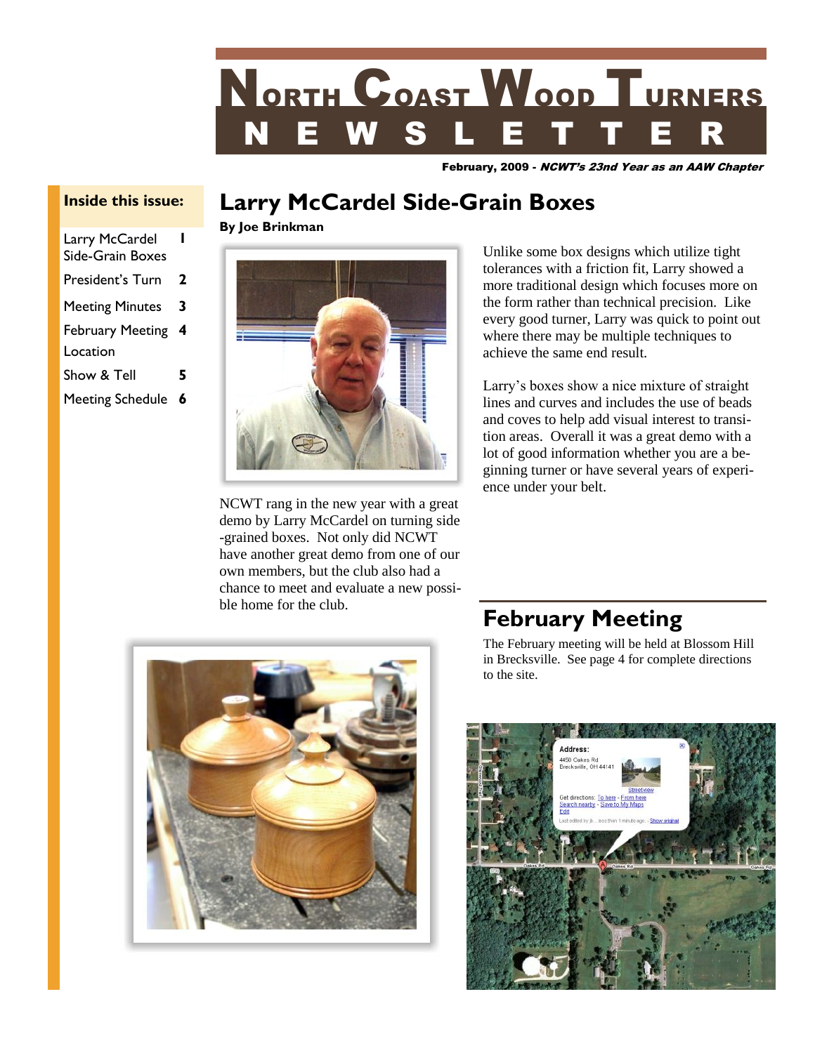# North Coast Wood Turners Newsletter

February, 2009 - *NCWT's 23nd Year as an AAW Chapter*

**Inside this issue:**

| | |
|---|---|
| Larry McCardel Side-Grain Boxes | 1 |
| President's Turn | 2 |
| Meeting Minutes | 3 |
| February Meeting Location | 4 |
| Show & Tell | 5 |
| Meeting Schedule | 6 |

## Larry McCardel Side-Grain Boxes

**By Joe Brinkman**

NCWT rang in the new year with a great demo by Larry McCardel on turning side-grained boxes. Not only did NCWT have another great demo from one of our own members, but the club also had a chance to meet and evaluate a new possible home for the club.

Unlike some box designs which utilize tight tolerances with a friction fit, Larry showed a more traditional design which focuses more on the form rather than technical precision. Like every good turner, Larry was quick to point out where there may be multiple techniques to achieve the same end result.

Larry's boxes show a nice mixture of straight lines and curves and includes the use of beads and coves to help add visual interest to transition areas. Overall it was a great demo with a lot of good information whether you are a beginning turner or have several years of experience under your belt.

## February Meeting

The February meeting will be held at Blossom Hill in Brecksville. See page 4 for complete directions to the site.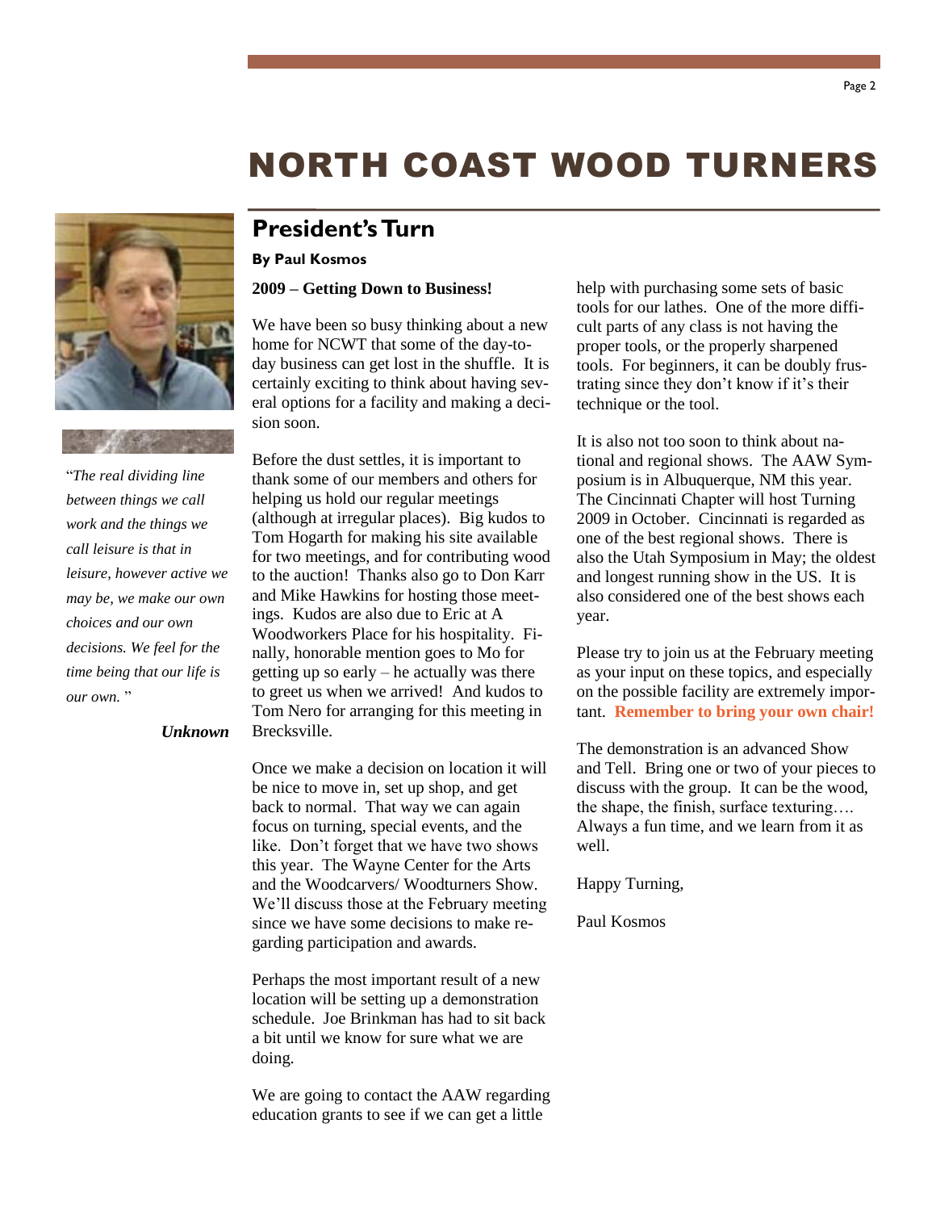# NORTH COAST WOOD TURNERS

"*The real dividing line between things we call work and the things we call leisure is that in leisure, however active we may be, we make our own choices and our own decisions. We feel for the time being that our life is our own.* "

***Unknown***

## President's Turn

**By Paul Kosmos**

**2009 – Getting Down to Business!**

We have been so busy thinking about a new home for NCWT that some of the day-to-day business can get lost in the shuffle. It is certainly exciting to think about having several options for a facility and making a decision soon.

Before the dust settles, it is important to thank some of our members and others for helping us hold our regular meetings (although at irregular places). Big kudos to Tom Hogarth for making his site available for two meetings, and for contributing wood to the auction! Thanks also go to Don Karr and Mike Hawkins for hosting those meetings. Kudos are also due to Eric at A Woodworkers Place for his hospitality. Finally, honorable mention goes to Mo for getting up so early – he actually was there to greet us when we arrived! And kudos to Tom Nero for arranging for this meeting in Brecksville.

Once we make a decision on location it will be nice to move in, set up shop, and get back to normal. That way we can again focus on turning, special events, and the like. Don't forget that we have two shows this year. The Wayne Center for the Arts and the Woodcarvers/ Woodturners Show. We'll discuss those at the February meeting since we have some decisions to make regarding participation and awards.

Perhaps the most important result of a new location will be setting up a demonstration schedule. Joe Brinkman has had to sit back a bit until we know for sure what we are doing.

We are going to contact the AAW regarding education grants to see if we can get a little help with purchasing some sets of basic tools for our lathes. One of the more difficult parts of any class is not having the proper tools, or the properly sharpened tools. For beginners, it can be doubly frustrating since they don't know if it's their technique or the tool.

It is also not too soon to think about national and regional shows. The AAW Symposium is in Albuquerque, NM this year. The Cincinnati Chapter will host Turning 2009 in October. Cincinnati is regarded as one of the best regional shows. There is also the Utah Symposium in May; the oldest and longest running show in the US. It is also considered one of the best shows each year.

Please try to join us at the February meeting as your input on these topics, and especially on the possible facility are extremely important. **Remember to bring your own chair!**

The demonstration is an advanced Show and Tell. Bring one or two of your pieces to discuss with the group. It can be the wood, the shape, the finish, surface texturing…. Always a fun time, and we learn from it as well.

Happy Turning,

Paul Kosmos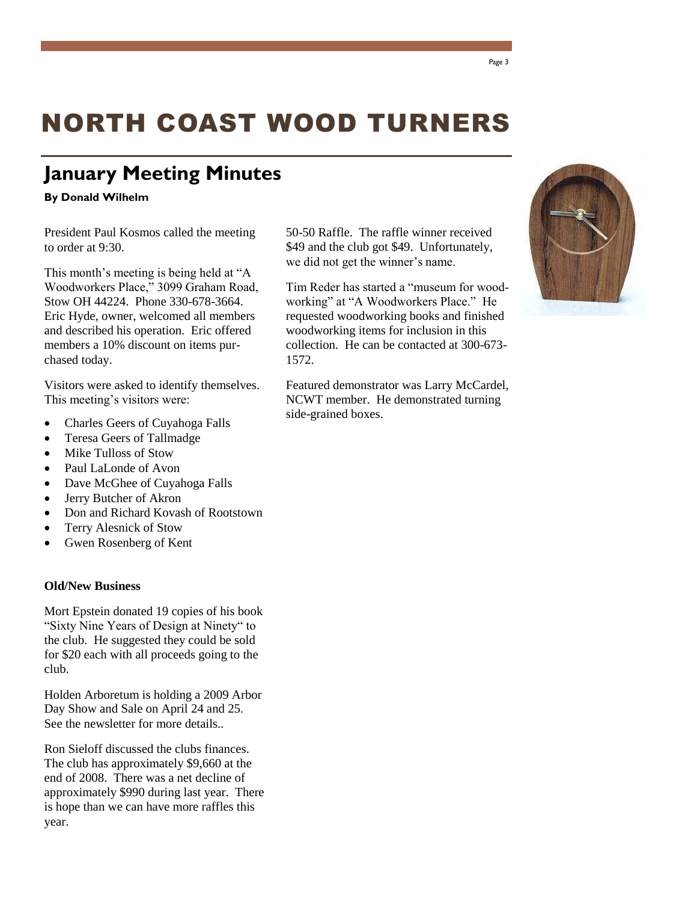# NORTH COAST WOOD TURNERS

## January Meeting Minutes

**By Donald Wilhelm**

President Paul Kosmos called the meeting to order at 9:30.

This month's meeting is being held at "A Woodworkers Place," 3099 Graham Road, Stow OH 44224. Phone 330-678-3664. Eric Hyde, owner, welcomed all members and described his operation. Eric offered members a 10% discount on items purchased today.

Visitors were asked to identify themselves. This meeting's visitors were:

- Charles Geers of Cuyahoga Falls
- Teresa Geers of Tallmadge
- Mike Tulloss of Stow
- Paul LaLonde of Avon
- Dave McGhee of Cuyahoga Falls
- Jerry Butcher of Akron
- Don and Richard Kovash of Rootstown
- Terry Alesnick of Stow
- Gwen Rosenberg of Kent

**Old/New Business**

Mort Epstein donated 19 copies of his book "Sixty Nine Years of Design at Ninety" to the club. He suggested they could be sold for $20 each with all proceeds going to the club.

Holden Arboretum is holding a 2009 Arbor Day Show and Sale on April 24 and 25. See the newsletter for more details..

Ron Sieloff discussed the clubs finances. The club has approximately $9,660 at the end of 2008. There was a net decline of approximately $990 during last year. There is hope than we can have more raffles this year.

50-50 Raffle. The raffle winner received $49 and the club got $49. Unfortunately, we did not get the winner's name.

Tim Reder has started a "museum for woodworking" at "A Woodworkers Place." He requested woodworking books and finished woodworking items for inclusion in this collection. He can be contacted at 300-673-1572.

Featured demonstrator was Larry McCardel, NCWT member. He demonstrated turning side-grained boxes.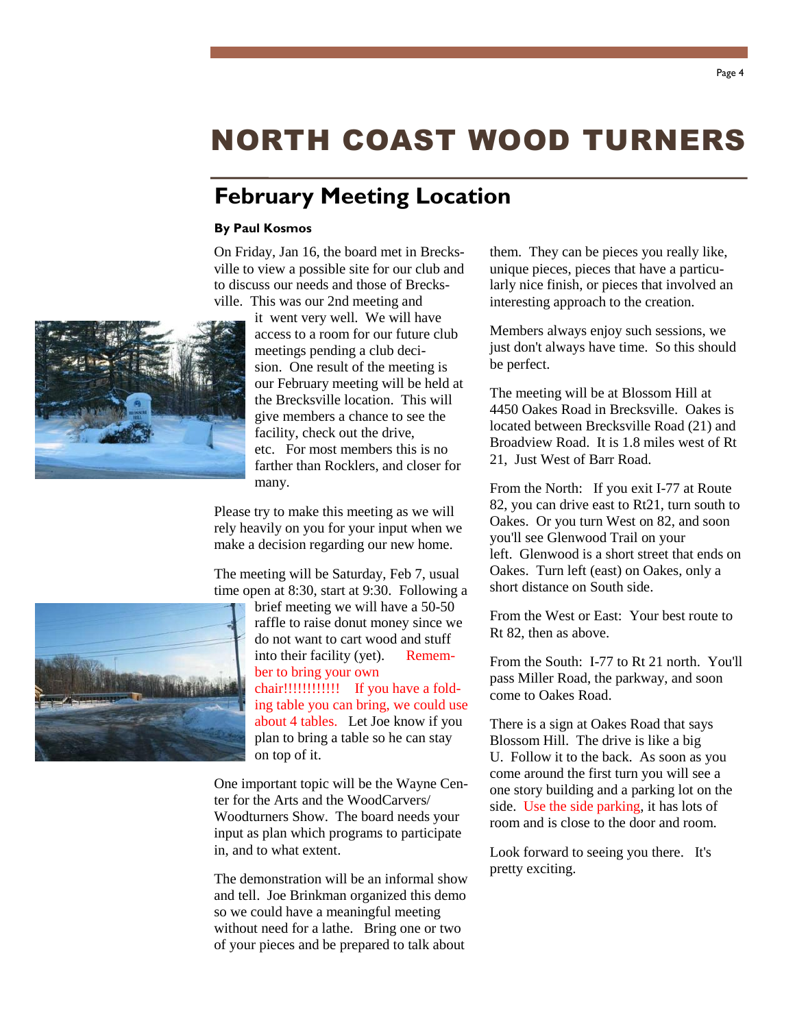# NORTH COAST WOOD TURNERS

## February Meeting Location

**By Paul Kosmos**

On Friday, Jan 16, the board met in Brecksville to view a possible site for our club and to discuss our needs and those of Brecksville. This was our 2nd meeting and it went very well. We will have access to a room for our future club meetings pending a club decision. One result of the meeting is our February meeting will be held at the Brecksville location. This will give members a chance to see the facility, check out the drive, etc. For most members this is no farther than Rocklers, and closer for many.

Please try to make this meeting as we will rely heavily on you for your input when we make a decision regarding our new home.

The meeting will be Saturday, Feb 7, usual time open at 8:30, start at 9:30. Following a brief meeting we will have a 50-50 raffle to raise donut money since we do not want to cart wood and stuff into their facility (yet). Remember to bring your own chair!!!!!!!!!!!! If you have a folding table you can bring, we could use about 4 tables. Let Joe know if you plan to bring a table so he can stay on top of it.

One important topic will be the Wayne Center for the Arts and the WoodCarvers/ Woodturners Show. The board needs your input as plan which programs to participate in, and to what extent.

The demonstration will be an informal show and tell. Joe Brinkman organized this demo so we could have a meaningful meeting without need for a lathe. Bring one or two of your pieces and be prepared to talk about them. They can be pieces you really like, unique pieces, pieces that have a particularly nice finish, or pieces that involved an interesting approach to the creation.

Members always enjoy such sessions, we just don't always have time. So this should be perfect.

The meeting will be at Blossom Hill at 4450 Oakes Road in Brecksville. Oakes is located between Brecksville Road (21) and Broadview Road. It is 1.8 miles west of Rt 21, Just West of Barr Road.

From the North: If you exit I-77 at Route 82, you can drive east to Rt21, turn south to Oakes. Or you turn West on 82, and soon you'll see Glenwood Trail on your left. Glenwood is a short street that ends on Oakes. Turn left (east) on Oakes, only a short distance on South side.

From the West or East: Your best route to Rt 82, then as above.

From the South: I-77 to Rt 21 north. You'll pass Miller Road, the parkway, and soon come to Oakes Road.

There is a sign at Oakes Road that says Blossom Hill. The drive is like a big U. Follow it to the back. As soon as you come around the first turn you will see a one story building and a parking lot on the side. Use the side parking, it has lots of room and is close to the door and room.

Look forward to seeing you there. It's pretty exciting.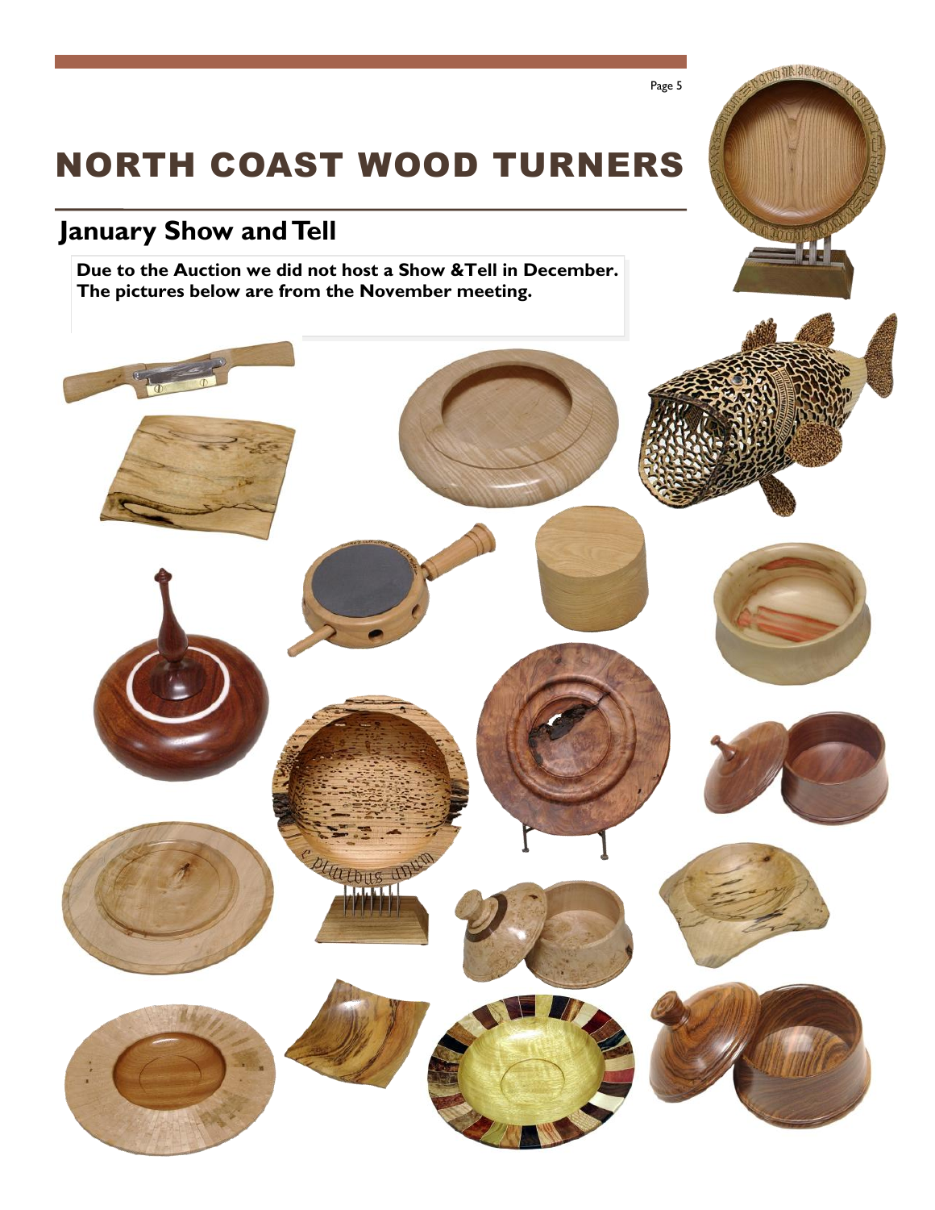# NORTH COAST WOOD TURNERS

## January Show and Tell

**Due to the Auction we did not host a Show &Tell in December. The pictures below are from the November meeting.**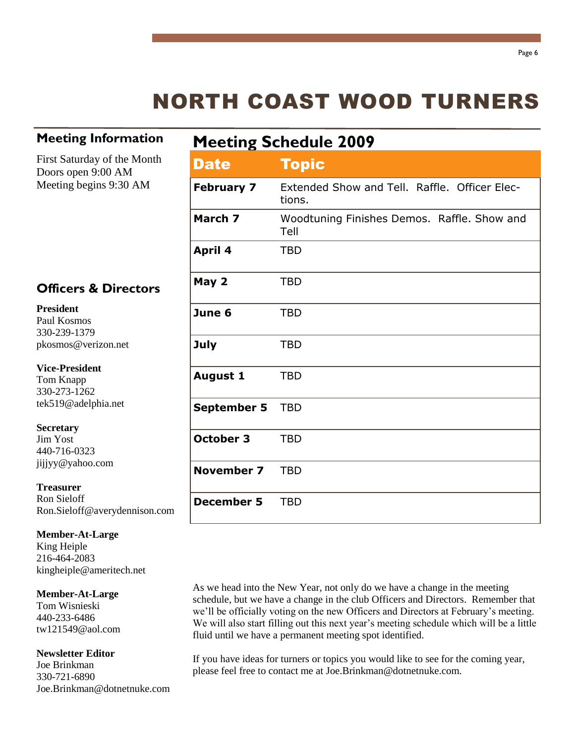# NORTH COAST WOOD TURNERS

## Meeting Information

First Saturday of the Month
Doors open 9:00 AM
Meeting begins 9:30 AM

## Officers & Directors

**President**
Paul Kosmos
330-239-1379
pkosmos@verizon.net

**Vice-President**
Tom Knapp
330-273-1262
tek519@adelphia.net

**Secretary**
Jim Yost
440-716-0323
jijjyy@yahoo.com

**Treasurer**
Ron Sieloff
Ron.Sieloff@averydennison.com

**Member-At-Large**
King Heiple
216-464-2083
kingheiple@ameritech.net

**Member-At-Large**
Tom Wisnieski
440-233-6486
tw121549@aol.com

**Newsletter Editor**
Joe Brinkman
330-721-6890
Joe.Brinkman@dotnetnuke.com

## Meeting Schedule 2009

| Date | Topic |
|---|---|
| **February 7** | Extended Show and Tell. Raffle. Officer Elections. |
| **March 7** | Woodtuning Finishes Demos. Raffle. Show and Tell |
| **April 4** | TBD |
| **May 2** | TBD |
| **June 6** | TBD |
| **July** | TBD |
| **August 1** | TBD |
| **September 5** | TBD |
| **October 3** | TBD |
| **November 7** | TBD |
| **December 5** | TBD |

As we head into the New Year, not only do we have a change in the meeting schedule, but we have a change in the club Officers and Directors. Remember that we'll be officially voting on the new Officers and Directors at February's meeting. We will also start filling out this next year's meeting schedule which will be a little fluid until we have a permanent meeting spot identified.

If you have ideas for turners or topics you would like to see for the coming year, please feel free to contact me at Joe.Brinkman@dotnetnuke.com.